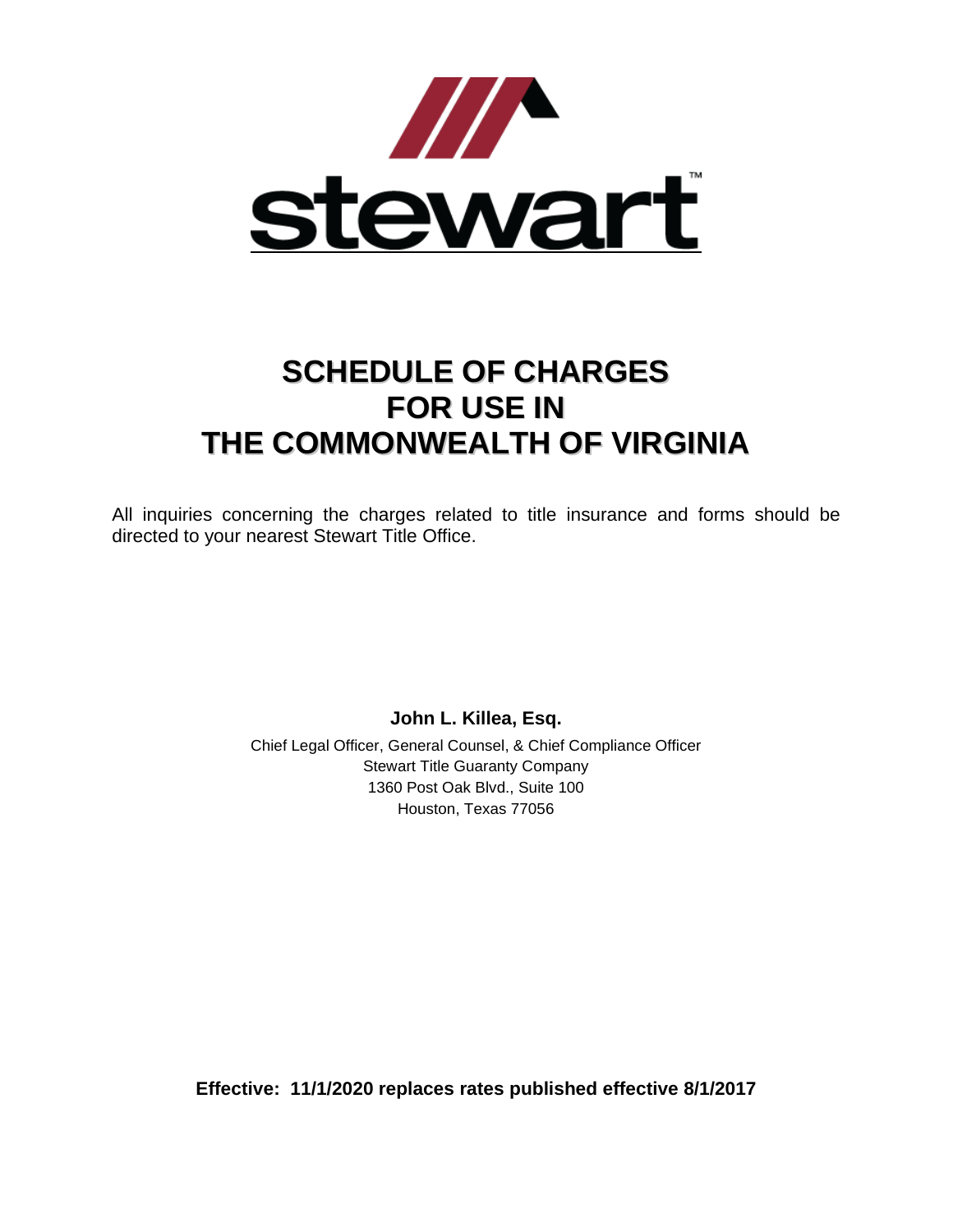stewart™

# SCHEDULE OF CHARGES FOR USE IN THE COMMONWEALTH OF VIRGINIA

All inquiries concerning the charges related to title insurance and forms should be directed to your nearest Stewart Title Office.

**John L. Killea, Esq.**

Chief Legal Officer, General Counsel, & Chief Compliance Officer
Stewart Title Guaranty Company
1360 Post Oak Blvd., Suite 100
Houston, Texas 77056

**Effective: 11/1/2020 replaces rates published effective 8/1/2017**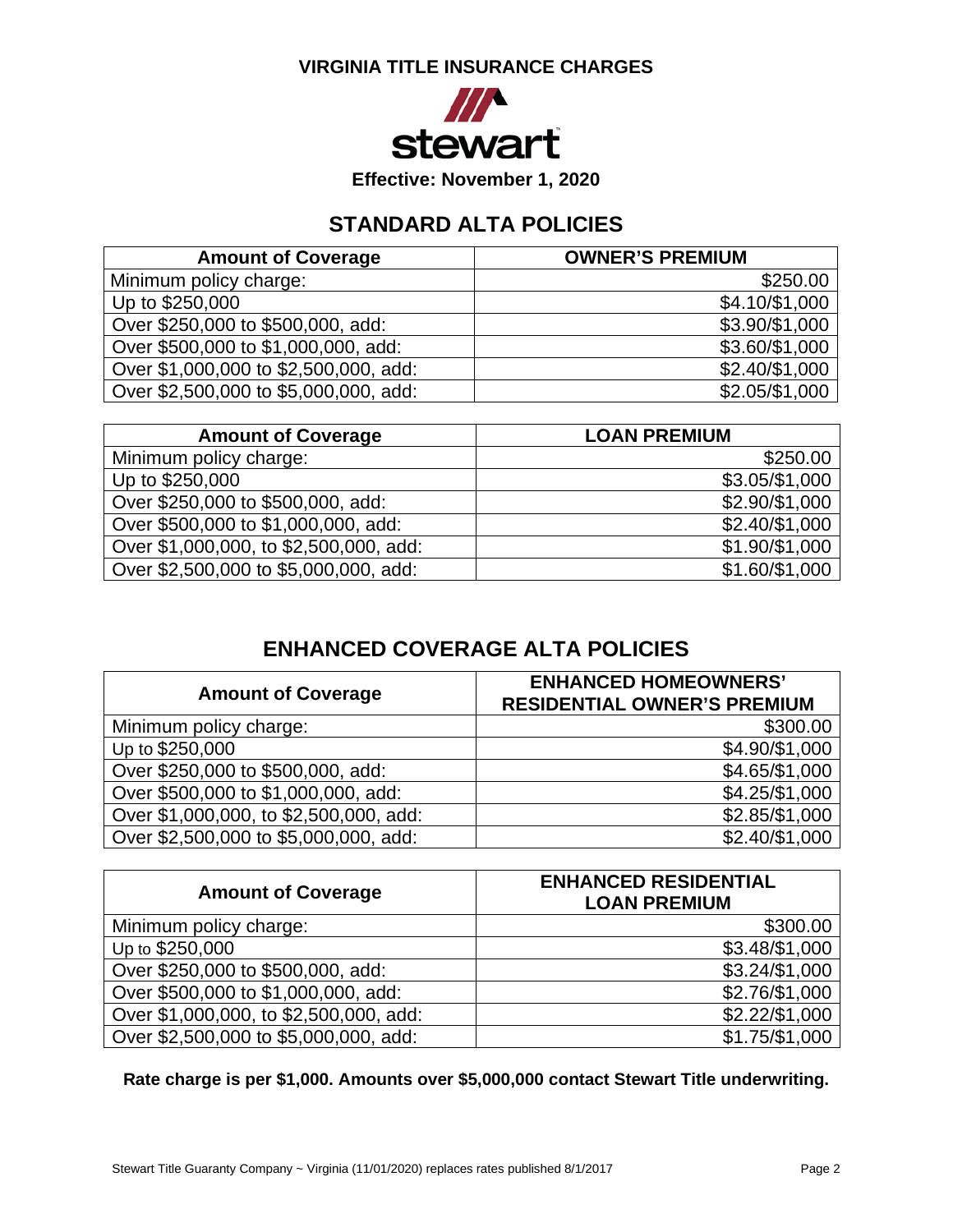# VIRGINIA TITLE INSURANCE CHARGES

stewart

**Effective: November 1, 2020**

## STANDARD ALTA POLICIES

| Amount of Coverage | OWNER'S PREMIUM |
|---|---:|
| Minimum policy charge: | $250.00 |
| Up to $250,000 | $4.10/$1,000 |
| Over $250,000 to $500,000, add: | $3.90/$1,000 |
| Over $500,000 to $1,000,000, add: | $3.60/$1,000 |
| Over $1,000,000 to $2,500,000, add: | $2.40/$1,000 |
| Over $2,500,000 to $5,000,000, add: | $2.05/$1,000 |

| Amount of Coverage | LOAN PREMIUM |
|---|---:|
| Minimum policy charge: | $250.00 |
| Up to $250,000 | $3.05/$1,000 |
| Over $250,000 to $500,000, add: | $2.90/$1,000 |
| Over $500,000 to $1,000,000, add: | $2.40/$1,000 |
| Over $1,000,000, to $2,500,000, add: | $1.90/$1,000 |
| Over $2,500,000 to $5,000,000, add: | $1.60/$1,000 |

## ENHANCED COVERAGE ALTA POLICIES

| Amount of Coverage | ENHANCED HOMEOWNERS' RESIDENTIAL OWNER'S PREMIUM |
|---|---:|
| Minimum policy charge: | $300.00 |
| Up to $250,000 | $4.90/$1,000 |
| Over $250,000 to $500,000, add: | $4.65/$1,000 |
| Over $500,000 to $1,000,000, add: | $4.25/$1,000 |
| Over $1,000,000, to $2,500,000, add: | $2.85/$1,000 |
| Over $2,500,000 to $5,000,000, add: | $2.40/$1,000 |

| Amount of Coverage | ENHANCED RESIDENTIAL LOAN PREMIUM |
|---|---:|
| Minimum policy charge: | $300.00 |
| Up to $250,000 | $3.48/$1,000 |
| Over $250,000 to $500,000, add: | $3.24/$1,000 |
| Over $500,000 to $1,000,000, add: | $2.76/$1,000 |
| Over $1,000,000, to $2,500,000, add: | $2.22/$1,000 |
| Over $2,500,000 to $5,000,000, add: | $1.75/$1,000 |

**Rate charge is per $1,000. Amounts over $5,000,000 contact Stewart Title underwriting.**

Stewart Title Guaranty Company ~ Virginia (11/01/2020) replaces rates published 8/1/2017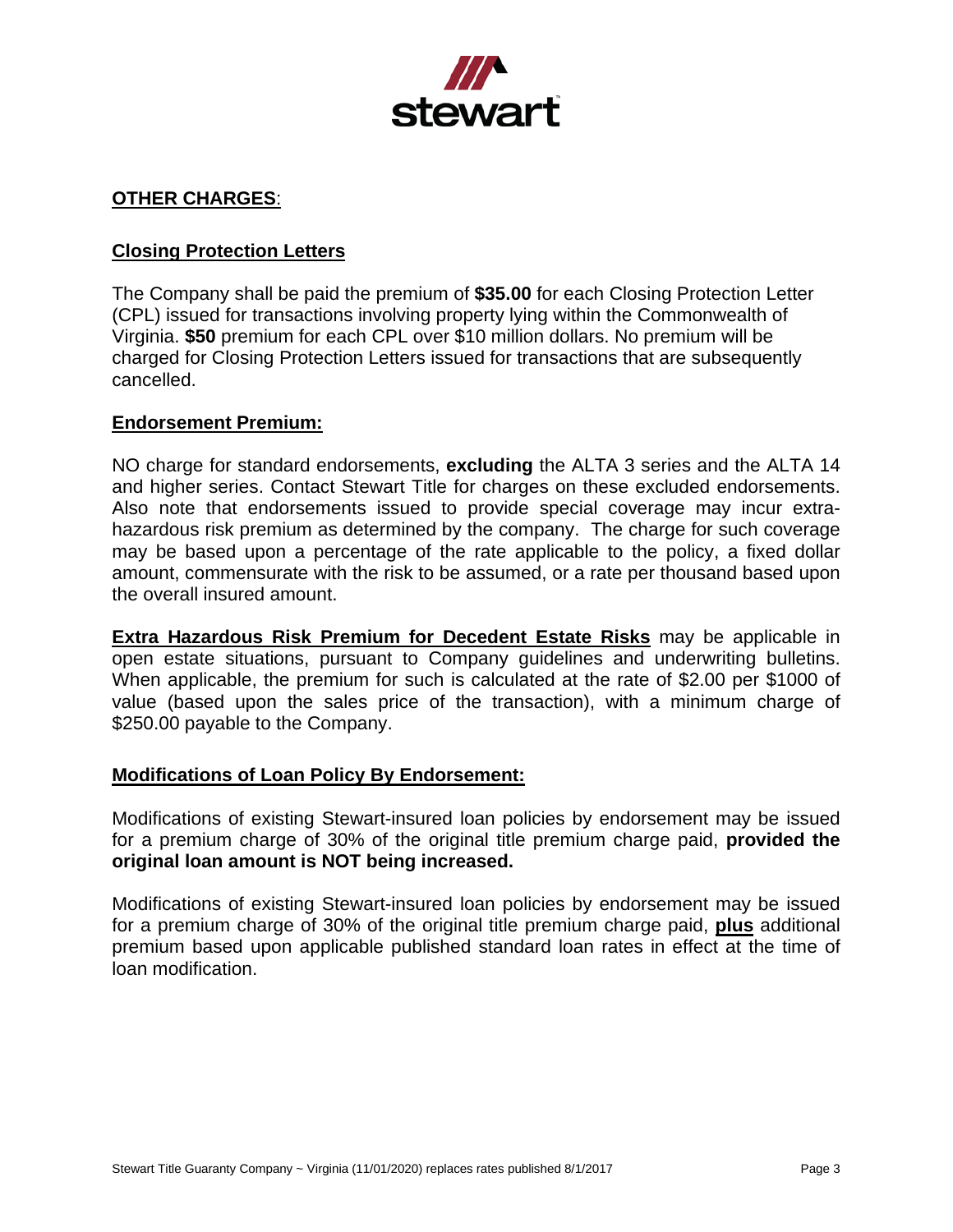## OTHER CHARGES:

### Closing Protection Letters

The Company shall be paid the premium of **$35.00** for each Closing Protection Letter (CPL) issued for transactions involving property lying within the Commonwealth of Virginia. **$50** premium for each CPL over $10 million dollars. No premium will be charged for Closing Protection Letters issued for transactions that are subsequently cancelled.

### Endorsement Premium:

NO charge for standard endorsements, **excluding** the ALTA 3 series and the ALTA 14 and higher series. Contact Stewart Title for charges on these excluded endorsements. Also note that endorsements issued to provide special coverage may incur extra-hazardous risk premium as determined by the company. The charge for such coverage may be based upon a percentage of the rate applicable to the policy, a fixed dollar amount, commensurate with the risk to be assumed, or a rate per thousand based upon the overall insured amount.

**Extra Hazardous Risk Premium for Decedent Estate Risks** may be applicable in open estate situations, pursuant to Company guidelines and underwriting bulletins. When applicable, the premium for such is calculated at the rate of $2.00 per $1000 of value (based upon the sales price of the transaction), with a minimum charge of $250.00 payable to the Company.

### Modifications of Loan Policy By Endorsement:

Modifications of existing Stewart-insured loan policies by endorsement may be issued for a premium charge of 30% of the original title premium charge paid, **provided the original loan amount is NOT being increased.**

Modifications of existing Stewart-insured loan policies by endorsement may be issued for a premium charge of 30% of the original title premium charge paid, **plus** additional premium based upon applicable published standard loan rates in effect at the time of loan modification.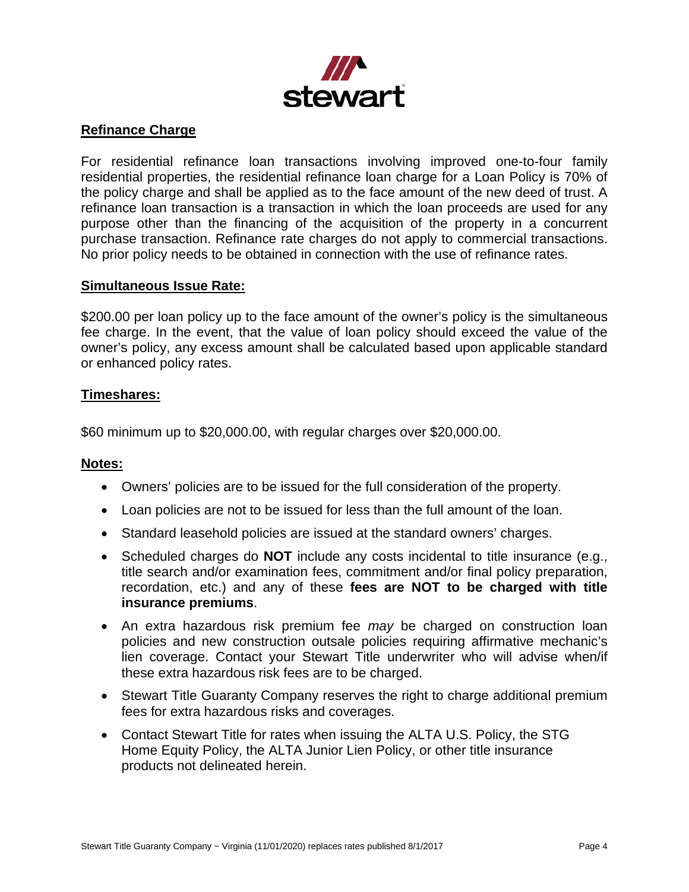stewart

**Refinance Charge**

For residential refinance loan transactions involving improved one-to-four family residential properties, the residential refinance loan charge for a Loan Policy is 70% of the policy charge and shall be applied as to the face amount of the new deed of trust. A refinance loan transaction is a transaction in which the loan proceeds are used for any purpose other than the financing of the acquisition of the property in a concurrent purchase transaction. Refinance rate charges do not apply to commercial transactions. No prior policy needs to be obtained in connection with the use of refinance rates.

**Simultaneous Issue Rate:**

$200.00 per loan policy up to the face amount of the owner's policy is the simultaneous fee charge. In the event, that the value of loan policy should exceed the value of the owner's policy, any excess amount shall be calculated based upon applicable standard or enhanced policy rates.

**Timeshares:**

$60 minimum up to $20,000.00, with regular charges over $20,000.00.

**Notes:**

- Owners' policies are to be issued for the full consideration of the property.
- Loan policies are not to be issued for less than the full amount of the loan.
- Standard leasehold policies are issued at the standard owners' charges.
- Scheduled charges do **NOT** include any costs incidental to title insurance (e.g., title search and/or examination fees, commitment and/or final policy preparation, recordation, etc.) and any of these **fees are NOT to be charged with title insurance premiums**.
- An extra hazardous risk premium fee *may* be charged on construction loan policies and new construction outsale policies requiring affirmative mechanic's lien coverage. Contact your Stewart Title underwriter who will advise when/if these extra hazardous risk fees are to be charged.
- Stewart Title Guaranty Company reserves the right to charge additional premium fees for extra hazardous risks and coverages.
- Contact Stewart Title for rates when issuing the ALTA U.S. Policy, the STG Home Equity Policy, the ALTA Junior Lien Policy, or other title insurance products not delineated herein.